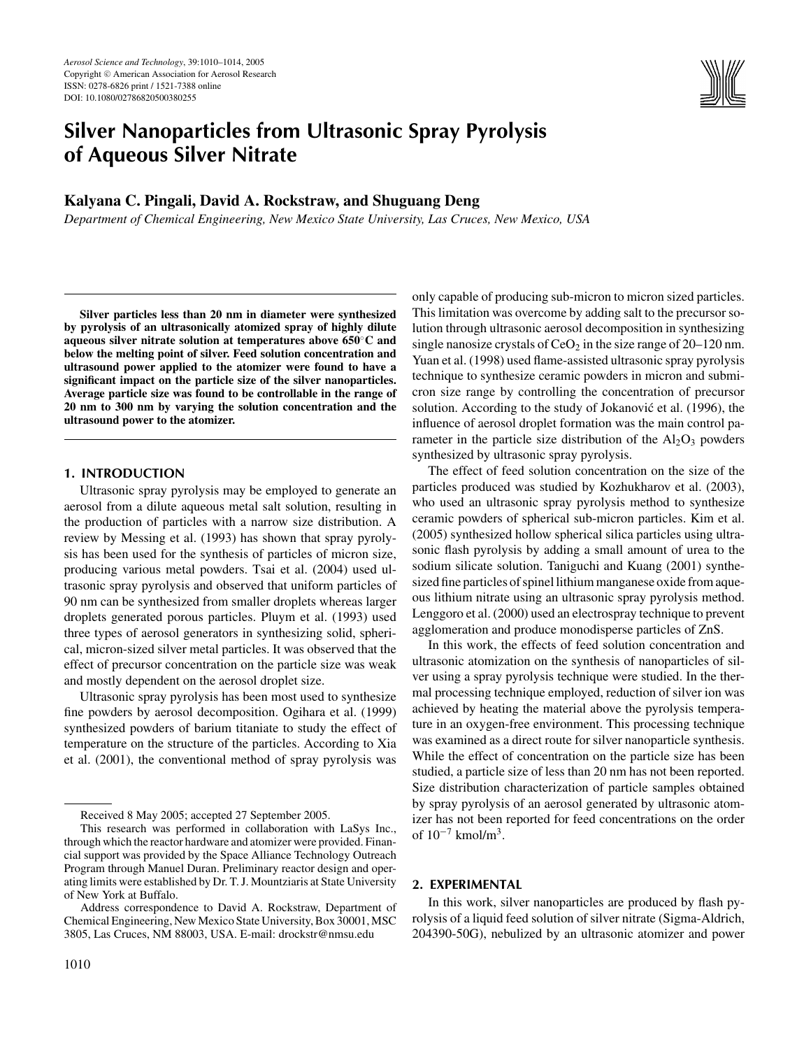# Silver Nanoparticles from Ultrasonic Spray Pyrolysis of Aqueous Silver Nitrate

**Kalyana C. Pingali, David A. Rockstraw, and Shuguang Deng**

*Department of Chemical Engineering, New Mexico State University, Las Cruces, New Mexico, USA*

**Silver particles less than 20 nm in diameter were synthesized by pyrolysis of an ultrasonically atomized spray of highly dilute aqueous silver nitrate solution at temperatures above 650°C and below the melting point of silver. Feed solution concentration and ultrasound power applied to the atomizer were found to have a significant impact on the particle size of the silver nanoparticles. Average particle size was found to be controllable in the range of 20 nm to 300 nm by varying the solution concentration and the ultrasound power to the atomizer.**

## 1. INTRODUCTION

Ultrasonic spray pyrolysis may be employed to generate an aerosol from a dilute aqueous metal salt solution, resulting in the production of particles with a narrow size distribution. A review by Messing et al. (1993) has shown that spray pyrolysis has been used for the synthesis of particles of micron size, producing various metal powders. Tsai et al. (2004) used ultrasonic spray pyrolysis and observed that uniform particles of 90 nm can be synthesized from smaller droplets whereas larger droplets generated porous particles. Pluym et al. (1993) used three types of aerosol generators in synthesizing solid, spherical, micron-sized silver metal particles. It was observed that the effect of precursor concentration on the particle size was weak and mostly dependent on the aerosol droplet size.

Ultrasonic spray pyrolysis has been most used to synthesize fine powders by aerosol decomposition. Ogihara et al. (1999) synthesized powders of barium titaniate to study the effect of temperature on the structure of the particles. According to Xia et al. (2001), the conventional method of spray pyrolysis was only capable of producing sub-micron to micron sized particles. This limitation was overcome by adding salt to the precursor solution through ultrasonic aerosol decomposition in synthesizing single nanosize crystals of $CeO_2$ in the size range of 20–120 nm. Yuan et al. (1998) used flame-assisted ultrasonic spray pyrolysis technique to synthesize ceramic powders in micron and submicron size range by controlling the concentration of precursor solution. According to the study of Jokanović et al. (1996), the influence of aerosol droplet formation was the main control parameter in the particle size distribution of the $Al_2O_3$ powders synthesized by ultrasonic spray pyrolysis.

The effect of feed solution concentration on the size of the particles produced was studied by Kozhukharov et al. (2003), who used an ultrasonic spray pyrolysis method to synthesize ceramic powders of spherical sub-micron particles. Kim et al. (2005) synthesized hollow spherical silica particles using ultrasonic flash pyrolysis by adding a small amount of urea to the sodium silicate solution. Taniguchi and Kuang (2001) synthesized fine particles of spinel lithium manganese oxide from aqueous lithium nitrate using an ultrasonic spray pyrolysis method. Lenggoro et al. (2000) used an electrospray technique to prevent agglomeration and produce monodisperse particles of ZnS.

In this work, the effects of feed solution concentration and ultrasonic atomization on the synthesis of nanoparticles of silver using a spray pyrolysis technique were studied. In the thermal processing technique employed, reduction of silver ion was achieved by heating the material above the pyrolysis temperature in an oxygen-free environment. This processing technique was examined as a direct route for silver nanoparticle synthesis. While the effect of concentration on the particle size has been studied, a particle size of less than 20 nm has not been reported. Size distribution characterization of particle samples obtained by spray pyrolysis of an aerosol generated by ultrasonic atomizer has not been reported for feed concentrations on the order of $10^{-7}$ kmol/m$^3$.

## 2. EXPERIMENTAL

In this work, silver nanoparticles are produced by flash pyrolysis of a liquid feed solution of silver nitrate (Sigma-Aldrich, 204390-50G), nebulized by an ultrasonic atomizer and power

---

Received 8 May 2005; accepted 27 September 2005.

This research was performed in collaboration with LaSys Inc., through which the reactor hardware and atomizer were provided. Financial support was provided by the Space Alliance Technology Outreach Program through Manuel Duran. Preliminary reactor design and operating limits were established by Dr. T. J. Mountziaris at State University of New York at Buffalo.

Address correspondence to David A. Rockstraw, Department of Chemical Engineering, New Mexico State University, Box 30001, MSC 3805, Las Cruces, NM 88003, USA. E-mail: drockstr@nmsu.edu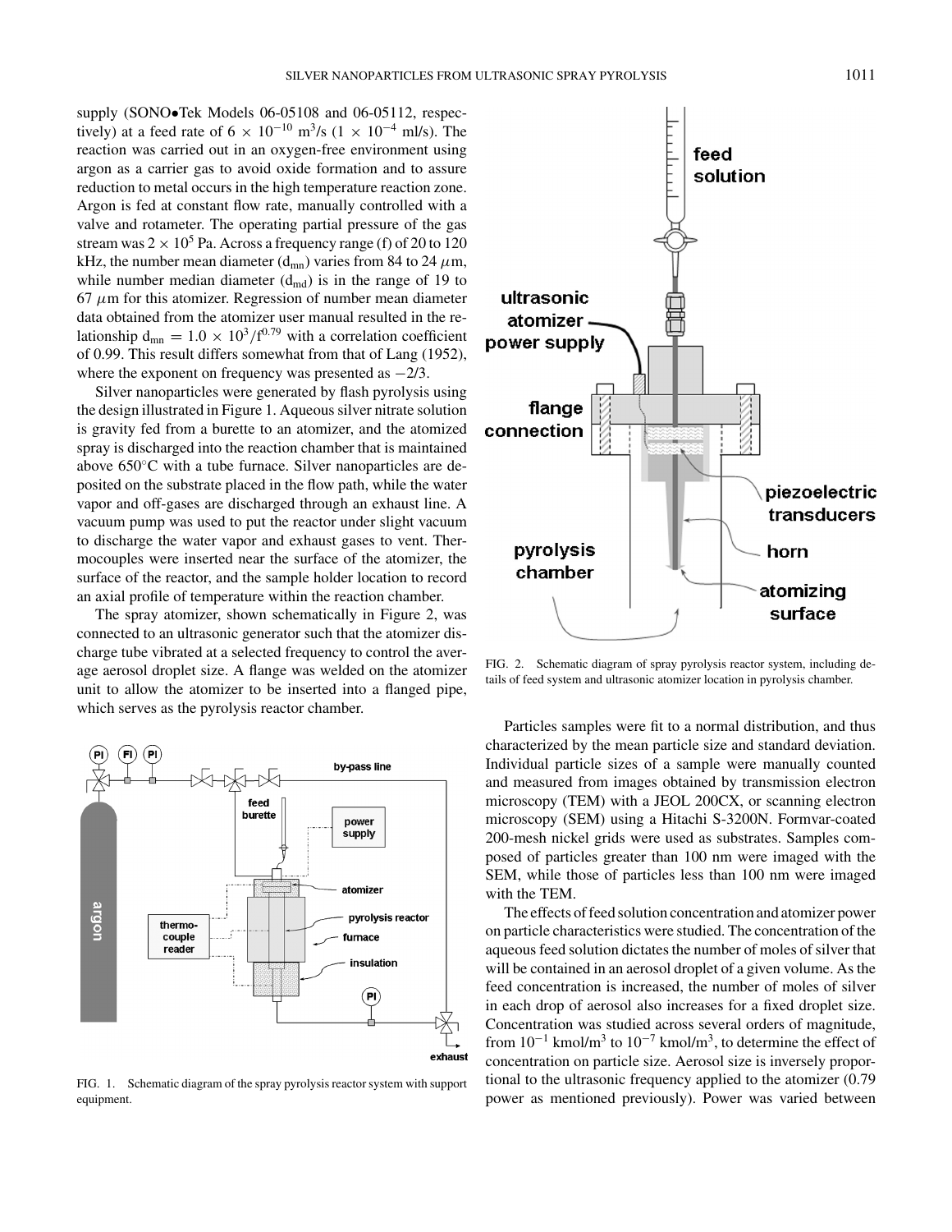supply (SONO•Tek Models 06-05108 and 06-05112, respectively) at a feed rate of $6 \times 10^{-10}$ m$^3$/s ($1 \times 10^{-4}$ ml/s). The reaction was carried out in an oxygen-free environment using argon as a carrier gas to avoid oxide formation and to assure reduction to metal occurs in the high temperature reaction zone. Argon is fed at constant flow rate, manually controlled with a valve and rotameter. The operating partial pressure of the gas stream was $2 \times 10^5$ Pa. Across a frequency range (f) of 20 to 120 kHz, the number mean diameter ($d_{mn}$) varies from 84 to 24 $\mu$m, while number median diameter ($d_{md}$) is in the range of 19 to 67 $\mu$m for this atomizer. Regression of number mean diameter data obtained from the atomizer user manual resulted in the relationship $d_{mn} = 1.0 \times 10^3/f^{0.79}$ with a correlation coefficient of 0.99. This result differs somewhat from that of Lang (1952), where the exponent on frequency was presented as $-2/3$.

Silver nanoparticles were generated by flash pyrolysis using the design illustrated in Figure 1. Aqueous silver nitrate solution is gravity fed from a burette to an atomizer, and the atomized spray is discharged into the reaction chamber that is maintained above 650°C with a tube furnace. Silver nanoparticles are deposited on the substrate placed in the flow path, while the water vapor and off-gases are discharged through an exhaust line. A vacuum pump was used to put the reactor under slight vacuum to discharge the water vapor and exhaust gases to vent. Thermocouples were inserted near the surface of the atomizer, the surface of the reactor, and the sample holder location to record an axial profile of temperature within the reaction chamber.

The spray atomizer, shown schematically in Figure 2, was connected to an ultrasonic generator such that the atomizer discharge tube vibrated at a selected frequency to control the average aerosol droplet size. A flange was welded on the atomizer unit to allow the atomizer to be inserted into a flanged pipe, which serves as the pyrolysis reactor chamber.

FIG. 1. Schematic diagram of the spray pyrolysis reactor system with support equipment.

FIG. 2. Schematic diagram of spray pyrolysis reactor system, including details of feed system and ultrasonic atomizer location in pyrolysis chamber.

Particles samples were fit to a normal distribution, and thus characterized by the mean particle size and standard deviation. Individual particle sizes of a sample were manually counted and measured from images obtained by transmission electron microscopy (TEM) with a JEOL 200CX, or scanning electron microscopy (SEM) using a Hitachi S-3200N. Formvar-coated 200-mesh nickel grids were used as substrates. Samples composed of particles greater than 100 nm were imaged with the SEM, while those of particles less than 100 nm were imaged with the TEM.

The effects of feed solution concentration and atomizer power on particle characteristics were studied. The concentration of the aqueous feed solution dictates the number of moles of silver that will be contained in an aerosol droplet of a given volume. As the feed concentration is increased, the number of moles of silver in each drop of aerosol also increases for a fixed droplet size. Concentration was studied across several orders of magnitude, from $10^{-1}$ kmol/m$^3$ to $10^{-7}$ kmol/m$^3$, to determine the effect of concentration on particle size. Aerosol size is inversely proportional to the ultrasonic frequency applied to the atomizer (0.79 power as mentioned previously). Power was varied between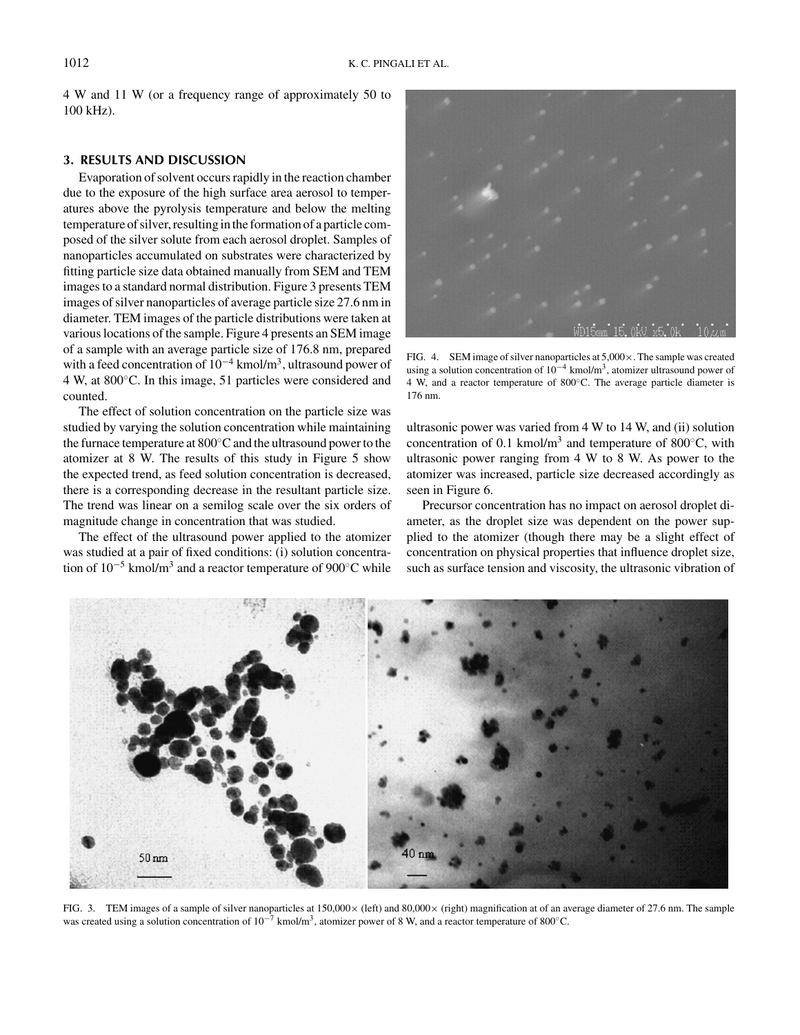4 W and 11 W (or a frequency range of approximately 50 to 100 kHz).

## 3. RESULTS AND DISCUSSION

Evaporation of solvent occurs rapidly in the reaction chamber due to the exposure of the high surface area aerosol to temperatures above the pyrolysis temperature and below the melting temperature of silver, resulting in the formation of a particle composed of the silver solute from each aerosol droplet. Samples of nanoparticles accumulated on substrates were characterized by fitting particle size data obtained manually from SEM and TEM images to a standard normal distribution. Figure 3 presents TEM images of silver nanoparticles of average particle size 27.6 nm in diameter. TEM images of the particle distributions were taken at various locations of the sample. Figure 4 presents an SEM image of a sample with an average particle size of 176.8 nm, prepared with a feed concentration of $10^{-4}$ kmol/m$^3$, ultrasound power of 4 W, at 800°C. In this image, 51 particles were considered and counted.

The effect of solution concentration on the particle size was studied by varying the solution concentration while maintaining the furnace temperature at 800°C and the ultrasound power to the atomizer at 8 W. The results of this study in Figure 5 show the expected trend, as feed solution concentration is decreased, there is a corresponding decrease in the resultant particle size. The trend was linear on a semilog scale over the six orders of magnitude change in concentration that was studied.

The effect of the ultrasound power applied to the atomizer was studied at a pair of fixed conditions: (i) solution concentration of $10^{-5}$ kmol/m$^3$ and a reactor temperature of 900°C while ultrasonic power was varied from 4 W to 14 W, and (ii) solution concentration of 0.1 kmol/m$^3$ and temperature of 800°C, with ultrasonic power ranging from 4 W to 8 W. As power to the atomizer was increased, particle size decreased accordingly as seen in Figure 6.

Precursor concentration has no impact on aerosol droplet diameter, as the droplet size was dependent on the power supplied to the atomizer (though there may be a slight effect of concentration on physical properties that influence droplet size, such as surface tension and viscosity, the ultrasonic vibration of

FIG. 4. SEM image of silver nanoparticles at 5,000×. The sample was created using a solution concentration of $10^{-4}$ kmol/m$^3$, atomizer ultrasound power of 4 W, and a reactor temperature of 800°C. The average particle diameter is 176 nm.

FIG. 3. TEM images of a sample of silver nanoparticles at 150,000× (left) and 80,000× (right) magnification at of an average diameter of 27.6 nm. The sample was created using a solution concentration of $10^{-7}$ kmol/m$^3$, atomizer power of 8 W, and a reactor temperature of 800°C.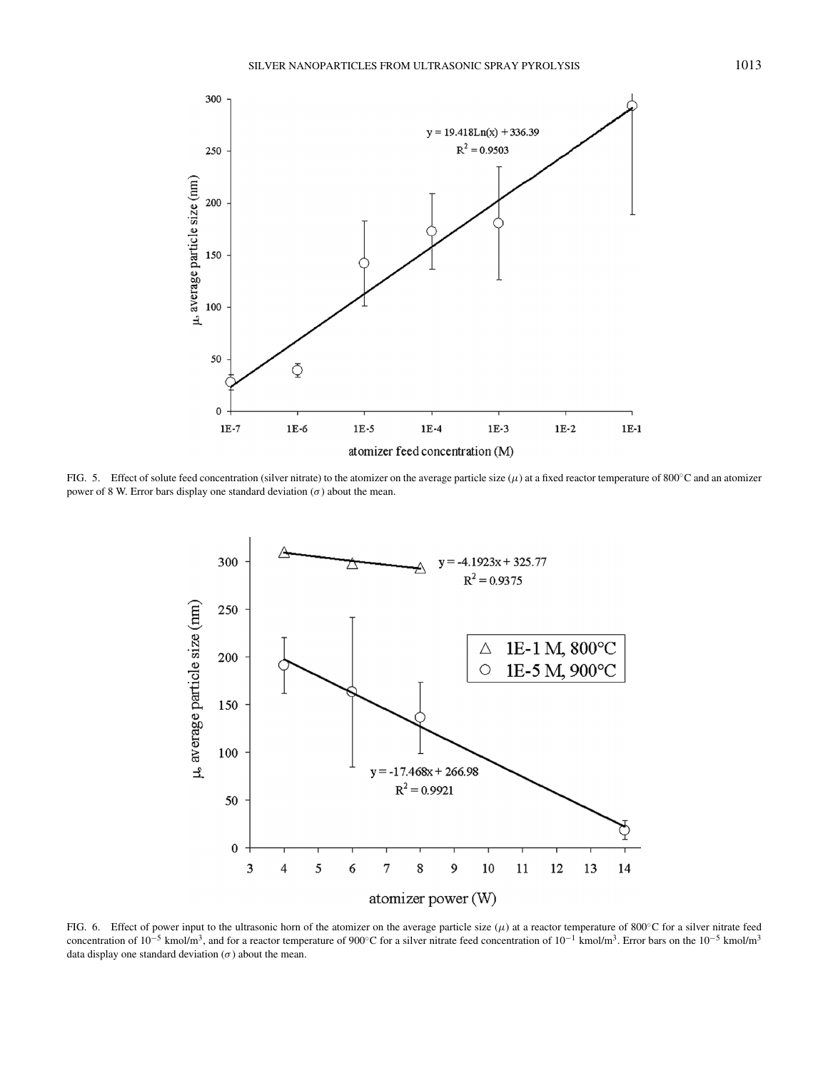FIG. 5. Effect of solute feed concentration (silver nitrate) to the atomizer on the average particle size ($\mu$) at a fixed reactor temperature of 800°C and an atomizer power of 8 W. Error bars display one standard deviation ($\sigma$) about the mean.

FIG. 6. Effect of power input to the ultrasonic horn of the atomizer on the average particle size ($\mu$) at a reactor temperature of 800°C for a silver nitrate feed concentration of $10^{-5}$ kmol/m$^3$, and for a reactor temperature of 900°C for a silver nitrate feed concentration of $10^{-1}$ kmol/m$^3$. Error bars on the $10^{-5}$ kmol/m$^3$ data display one standard deviation ($\sigma$) about the mean.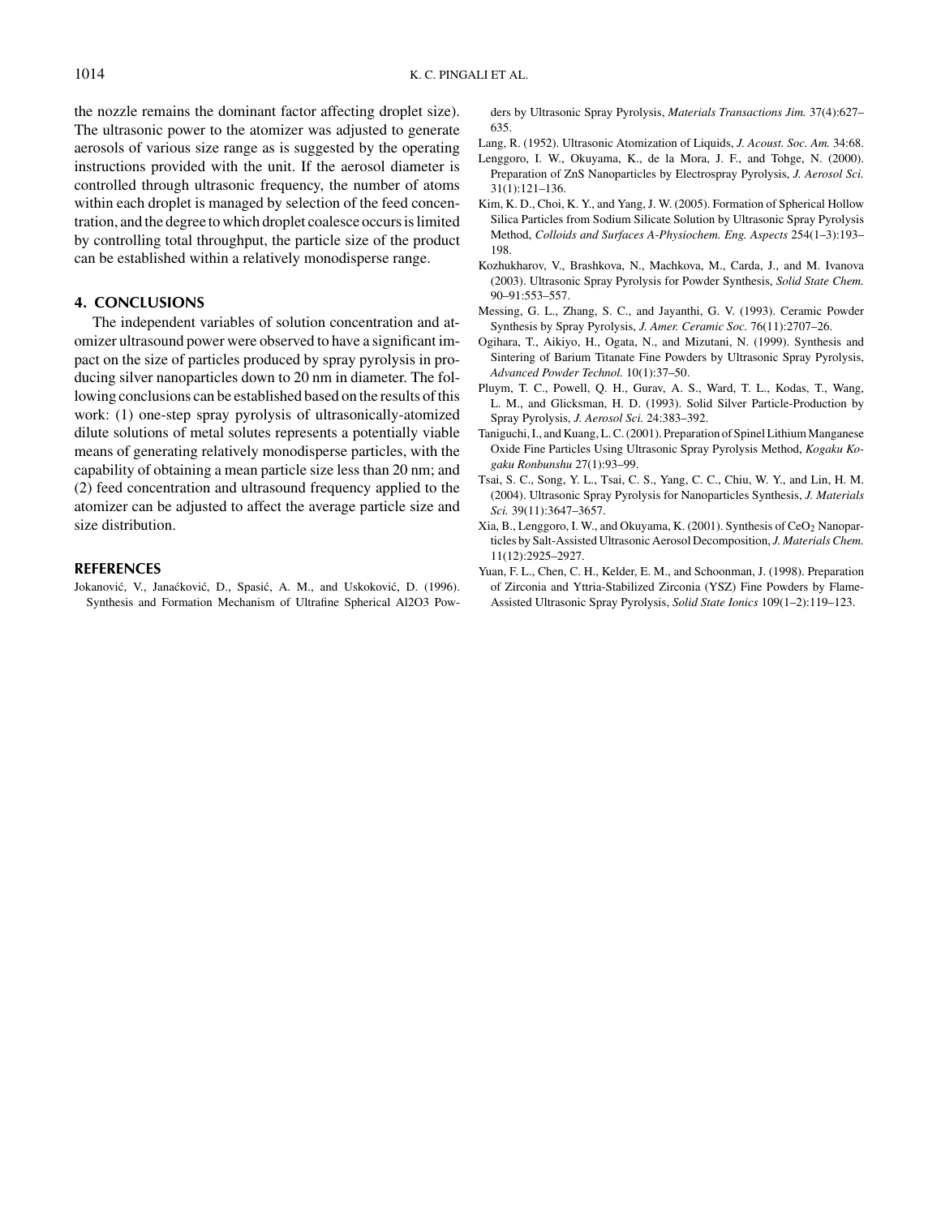the nozzle remains the dominant factor affecting droplet size). The ultrasonic power to the atomizer was adjusted to generate aerosols of various size range as is suggested by the operating instructions provided with the unit. If the aerosol diameter is controlled through ultrasonic frequency, the number of atoms within each droplet is managed by selection of the feed concentration, and the degree to which droplet coalesce occurs is limited by controlling total throughput, the particle size of the product can be established within a relatively monodisperse range.

## 4. CONCLUSIONS

The independent variables of solution concentration and atomizer ultrasound power were observed to have a significant impact on the size of particles produced by spray pyrolysis in producing silver nanoparticles down to 20 nm in diameter. The following conclusions can be established based on the results of this work: (1) one-step spray pyrolysis of ultrasonically-atomized dilute solutions of metal solutes represents a potentially viable means of generating relatively monodisperse particles, with the capability of obtaining a mean particle size less than 20 nm; and (2) feed concentration and ultrasound frequency applied to the atomizer can be adjusted to affect the average particle size and size distribution.

## REFERENCES

Jokanović, V., Janaćković, D., Spasić, A. M., and Usković, D. (1996). Synthesis and Formation Mechanism of Ultrafine Spherical Al2O3 Powders by Ultrasonic Spray Pyrolysis, *Materials Transactions Jim.* 37(4):627–635.

Lang, R. (1952). Ultrasonic Atomization of Liquids, *J. Acoust. Soc. Am.* 34:68.

Lenggoro, I. W., Okuyama, K., de la Mora, J. F., and Tohge, N. (2000). Preparation of ZnS Nanoparticles by Electrospray Pyrolysis, *J. Aerosol Sci.* 31(1):121–136.

Kim, K. D., Choi, K. Y., and Yang, J. W. (2005). Formation of Spherical Hollow Silica Particles from Sodium Silicate Solution by Ultrasonic Spray Pyrolysis Method, *Colloids and Surfaces A-Physiochem. Eng. Aspects* 254(1–3):193–198.

Kozhukharov, V., Brashkova, N., Machkova, M., Carda, J., and M. Ivanova (2003). Ultrasonic Spray Pyrolysis for Powder Synthesis, *Solid State Chem.* 90–91:553–557.

Messing, G. L., Zhang, S. C., and Jayanthi, G. V. (1993). Ceramic Powder Synthesis by Spray Pyrolysis, *J. Amer. Ceramic Soc.* 76(11):2707–26.

Ogihara, T., Aikiyo, H., Ogata, N., and Mizutani, N. (1999). Synthesis and Sintering of Barium Titanate Fine Powders by Ultrasonic Spray Pyrolysis, *Advanced Powder Technol.* 10(1):37–50.

Pluym, T. C., Powell, Q. H., Gurav, A. S., Ward, T. L., Kodas, T., Wang, L. M., and Glicksman, H. D. (1993). Solid Silver Particle-Production by Spray Pyrolysis, *J. Aerosol Sci.* 24:383–392.

Taniguchi, I., and Kuang, L. C. (2001). Preparation of Spinel Lithium Manganese Oxide Fine Particles Using Ultrasonic Spray Pyrolysis Method, *Kogaku Kogaku Ronbunshu* 27(1):93–99.

Tsai, S. C., Song, Y. L., Tsai, C. S., Yang, C. C., Chiu, W. Y., and Lin, H. M. (2004). Ultrasonic Spray Pyrolysis for Nanoparticles Synthesis, *J. Materials Sci.* 39(11):3647–3657.

Xia, B., Lenggoro, I. W., and Okuyama, K. (2001). Synthesis of $CeO_2$ Nanoparticles by Salt-Assisted Ultrasonic Aerosol Decomposition, *J. Materials Chem.* 11(12):2925–2927.

Yuan, F. L., Chen, C. H., Kelder, E. M., and Schoonman, J. (1998). Preparation of Zirconia and Yttria-Stabilized Zirconia (YSZ) Fine Powders by Flame-Assisted Ultrasonic Spray Pyrolysis, *Solid State Ionics* 109(1–2):119–123.